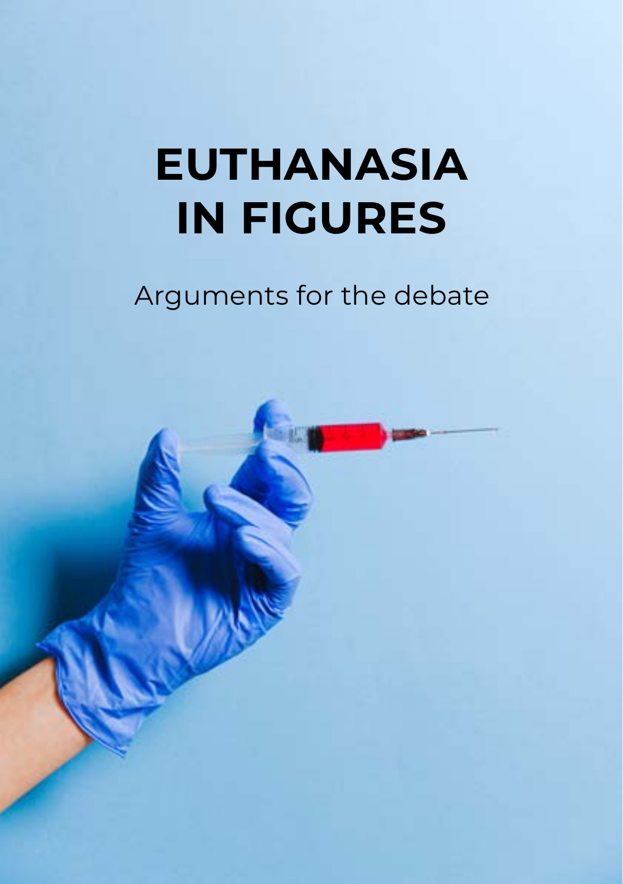# EUTHANASIA IN FIGURES

Arguments for the debate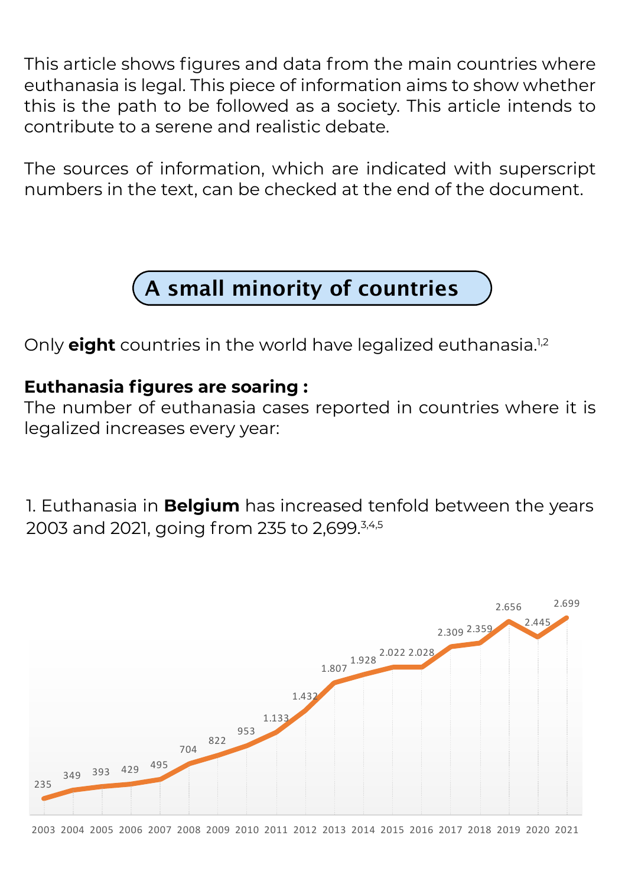This article shows figures and data from the main countries where euthanasia is legal. This piece of information aims to show whether this is the path to be followed as a society. This article intends to contribute to a serene and realistic debate.

The sources of information, which are indicated with superscript numbers in the text, can be checked at the end of the document.

## A small minority of countries

Only **eight** countries in the world have legalized euthanasia.[1,2]

**Euthanasia figures are soaring :**
The number of euthanasia cases reported in countries where it is legalized increases every year:

1. Euthanasia in **Belgium** has increased tenfold between the years 2003 and 2021, going from 235 to 2,699.[3,4,5]

| 2003 | 2004 | 2005 | 2006 | 2007 | 2008 | 2009 | 2010 | 2011 | 2012 | 2013 | 2014 | 2015 | 2016 | 2017 | 2018 | 2019 | 2020 | 2021 |
|---|---|---|---|---|---|---|---|---|---|---|---|---|---|---|---|---|---|---|
| 235 | 349 | 393 | 429 | 495 | 704 | 822 | 953 | 1.133 | 1.432 | 1.807 | 1.928 | 2.022 | 2.028 | 2.309 | 2.359 | 2.656 | 2.445 | 2.699 |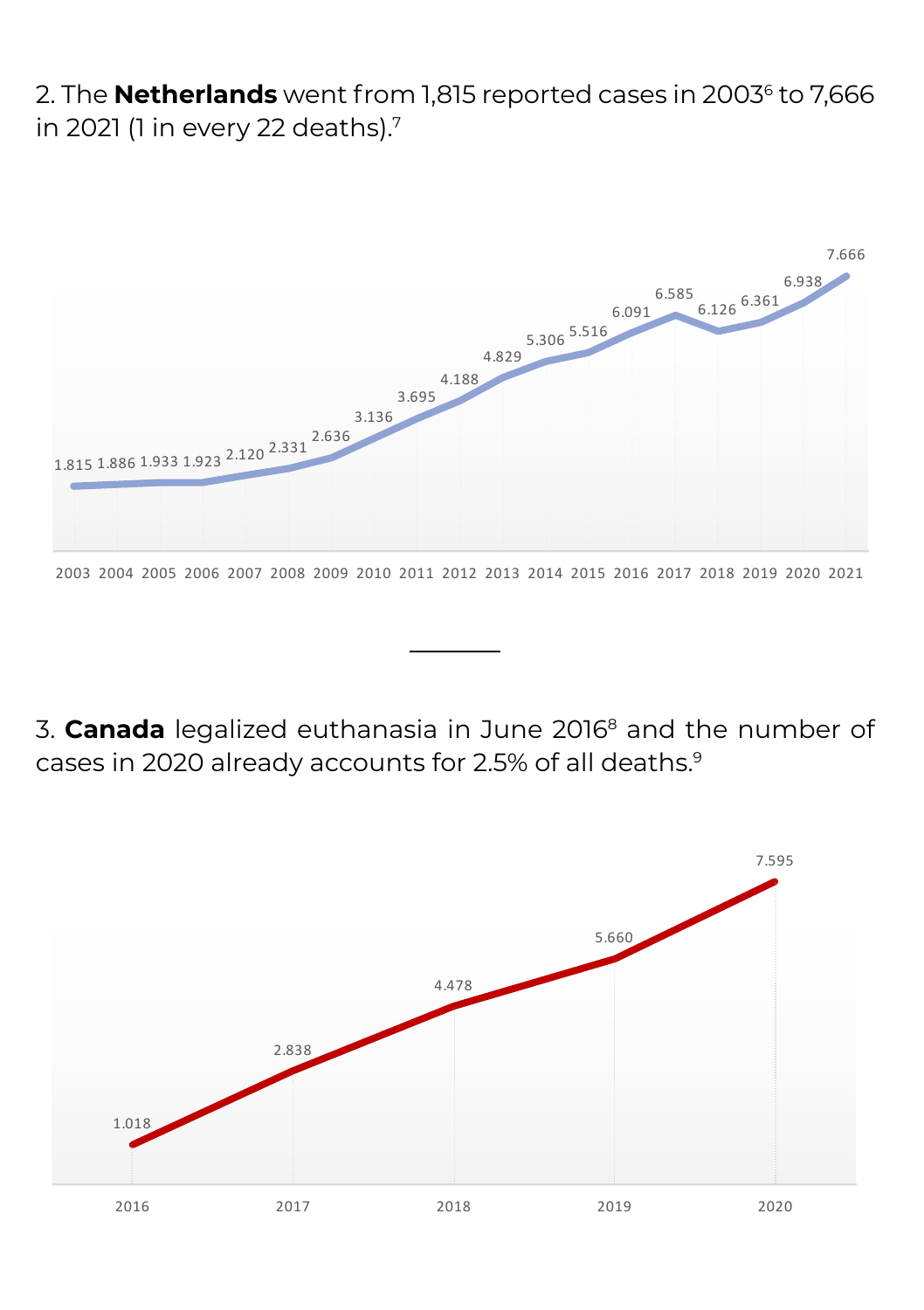2. The **Netherlands** went from 1,815 reported cases in 2003[6] to 7,666 in 2021 (1 in every 22 deaths).[7]

| Year | Cases |
|---|---|
| 2003 | 1.815 |
| 2004 | 1.886 |
| 2005 | 1.933 |
| 2006 | 1.923 |
| 2007 | 2.120 |
| 2008 | 2.331 |
| 2009 | 2.636 |
| 2010 | 3.136 |
| 2011 | 3.695 |
| 2012 | 4.188 |
| 2013 | 4.829 |
| 2014 | 5.306 |
| 2015 | 5.516 |
| 2016 | 6.091 |
| 2017 | 6.585 |
| 2018 | 6.126 |
| 2019 | 6.361 |
| 2020 | 6.938 |
| 2021 | 7.666 |

---

3. **Canada** legalized euthanasia in June 2016[8] and the number of cases in 2020 already accounts for 2.5% of all deaths.[9]

| Year | Cases |
|---|---|
| 2016 | 1.018 |
| 2017 | 2.838 |
| 2018 | 4.478 |
| 2019 | 5.660 |
| 2020 | 7.595 |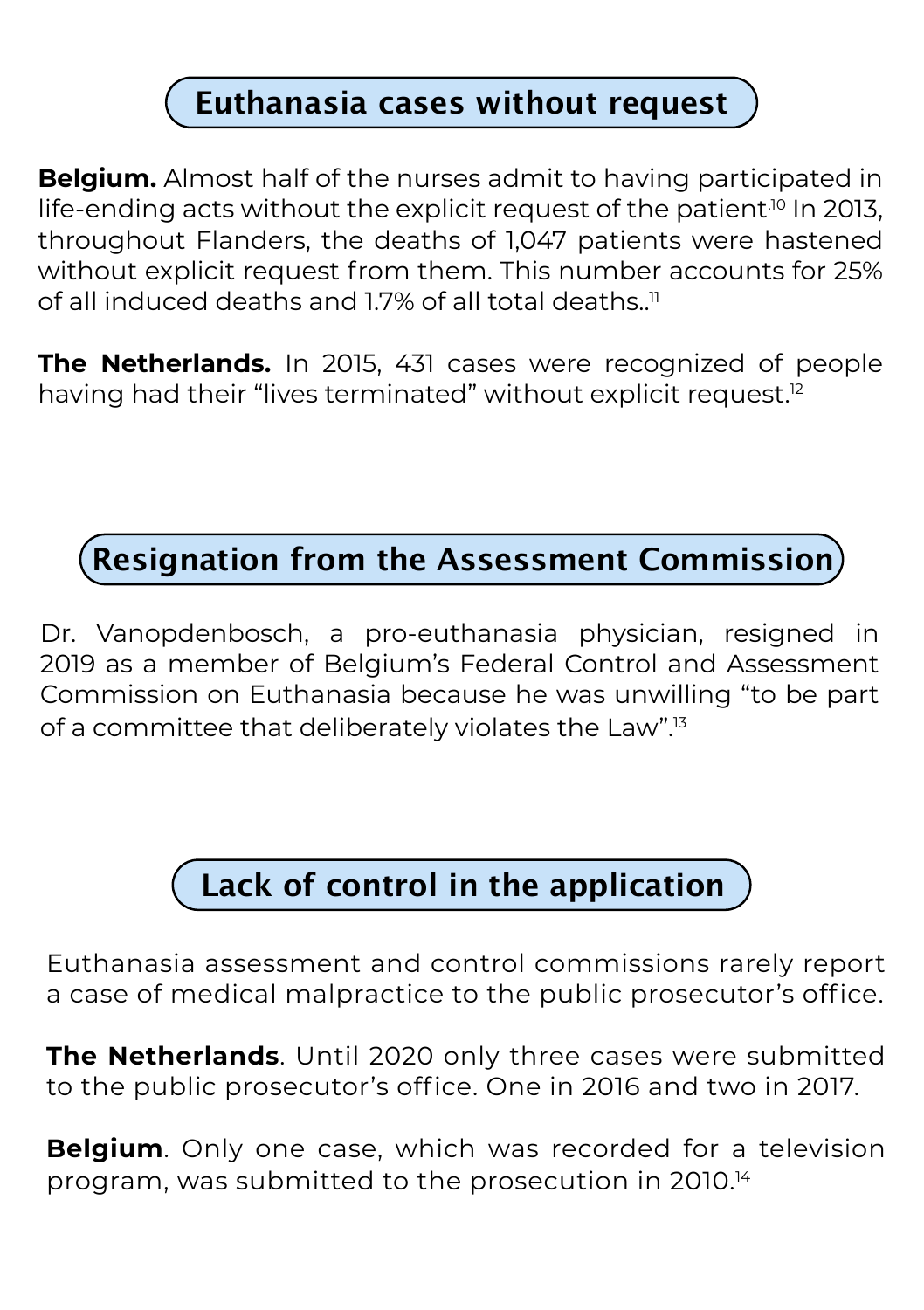## Euthanasia cases without request

**Belgium.** Almost half of the nurses admit to having participated in life-ending acts without the explicit request of the patient.[10] In 2013, throughout Flanders, the deaths of 1,047 patients were hastened without explicit request from them. This number accounts for 25% of all induced deaths and 1.7% of all total deaths..[11]

**The Netherlands.** In 2015, 431 cases were recognized of people having had their "lives terminated" without explicit request.[12]

## Resignation from the Assessment Commission

Dr. Vanopdenbosch, a pro-euthanasia physician, resigned in 2019 as a member of Belgium's Federal Control and Assessment Commission on Euthanasia because he was unwilling "to be part of a committee that deliberately violates the Law".[13]

## Lack of control in the application

Euthanasia assessment and control commissions rarely report a case of medical malpractice to the public prosecutor's office.

**The Netherlands**. Until 2020 only three cases were submitted to the public prosecutor's office. One in 2016 and two in 2017.

**Belgium**. Only one case, which was recorded for a television program, was submitted to the prosecution in 2010.[14]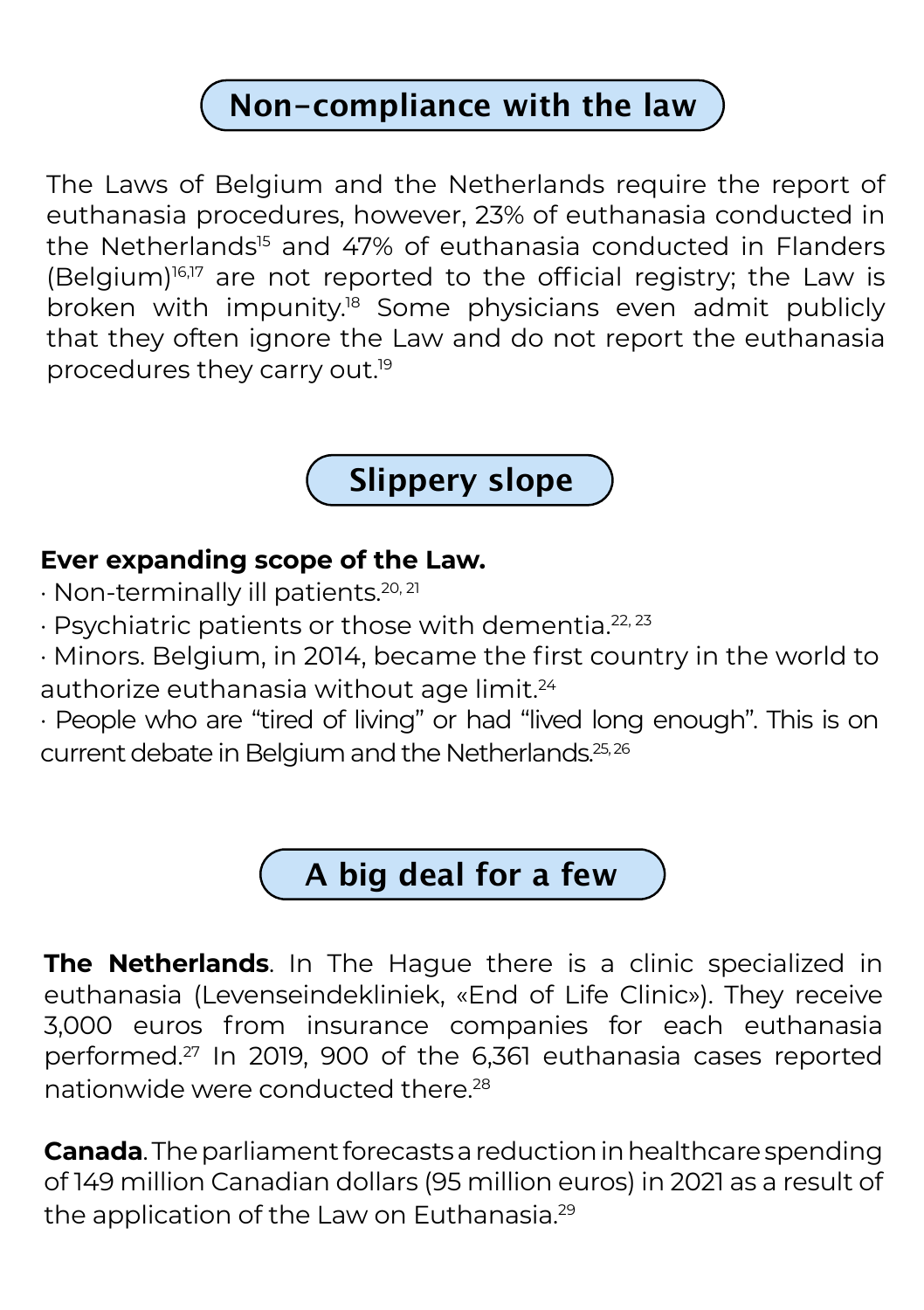## Non-compliance with the law

The Laws of Belgium and the Netherlands require the report of euthanasia procedures, however, 23% of euthanasia conducted in the Netherlands[15] and 47% of euthanasia conducted in Flanders (Belgium)[16,17] are not reported to the official registry; the Law is broken with impunity.[18] Some physicians even admit publicly that they often ignore the Law and do not report the euthanasia procedures they carry out.[19]

## Slippery slope

**Ever expanding scope of the Law.**

· Non-terminally ill patients.[20, 21]

· Psychiatric patients or those with dementia.[22, 23]

· Minors. Belgium, in 2014, became the first country in the world to authorize euthanasia without age limit.[24]

· People who are “tired of living” or had “lived long enough”. This is on current debate in Belgium and the Netherlands.[25, 26]

## A big deal for a few

**The Netherlands**. In The Hague there is a clinic specialized in euthanasia (Levenseindekliniek, «End of Life Clinic»). They receive 3,000 euros from insurance companies for each euthanasia performed.[27] In 2019, 900 of the 6,361 euthanasia cases reported nationwide were conducted there.[28]

**Canada**. The parliament forecasts a reduction in healthcare spending of 149 million Canadian dollars (95 million euros) in 2021 as a result of the application of the Law on Euthanasia.[29]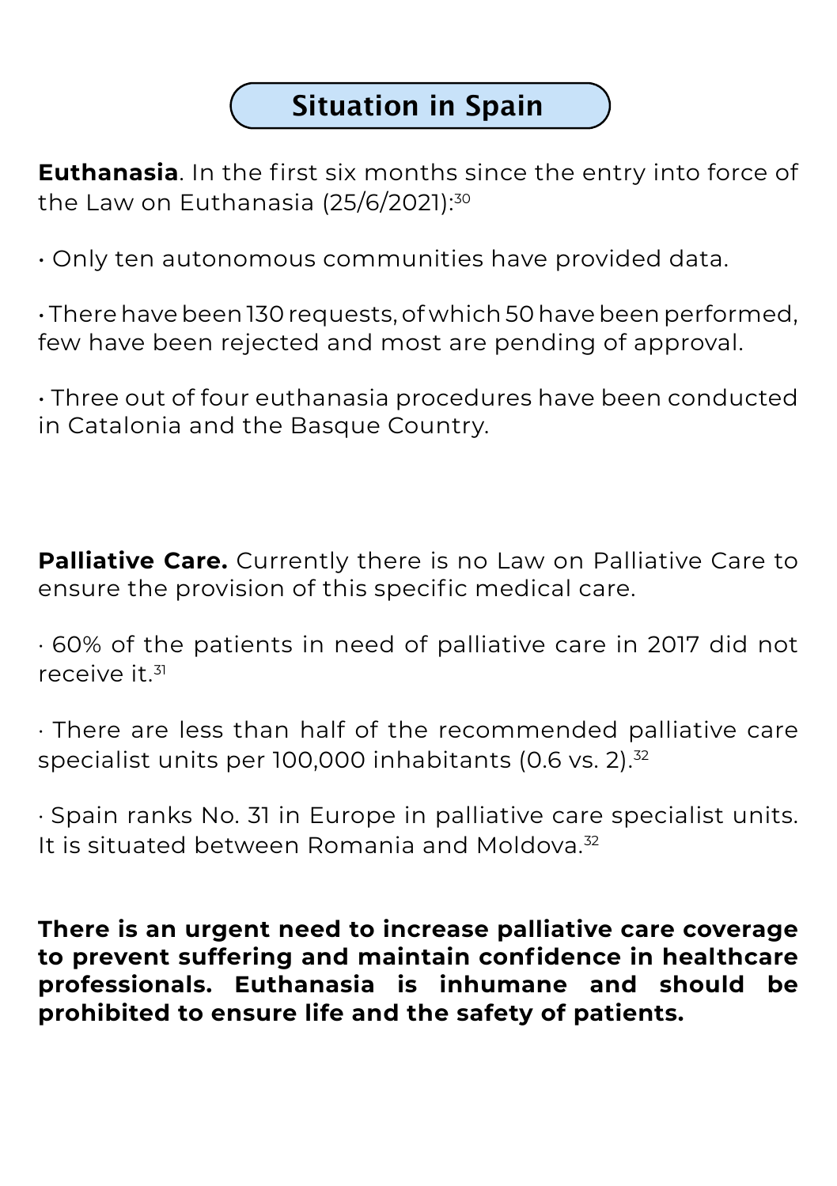## Situation in Spain

**Euthanasia**. In the first six months since the entry into force of the Law on Euthanasia (25/6/2021):[30]

- Only ten autonomous communities have provided data.
- There have been 130 requests, of which 50 have been performed, few have been rejected and most are pending of approval.
- Three out of four euthanasia procedures have been conducted in Catalonia and the Basque Country.

**Palliative Care.** Currently there is no Law on Palliative Care to ensure the provision of this specific medical care.

- 60% of the patients in need of palliative care in 2017 did not receive it.[31]
- There are less than half of the recommended palliative care specialist units per 100,000 inhabitants (0.6 vs. 2).[32]
- Spain ranks No. 31 in Europe in palliative care specialist units. It is situated between Romania and Moldova.[32]

**There is an urgent need to increase palliative care coverage to prevent suffering and maintain confidence in healthcare professionals. Euthanasia is inhumane and should be prohibited to ensure life and the safety of patients.**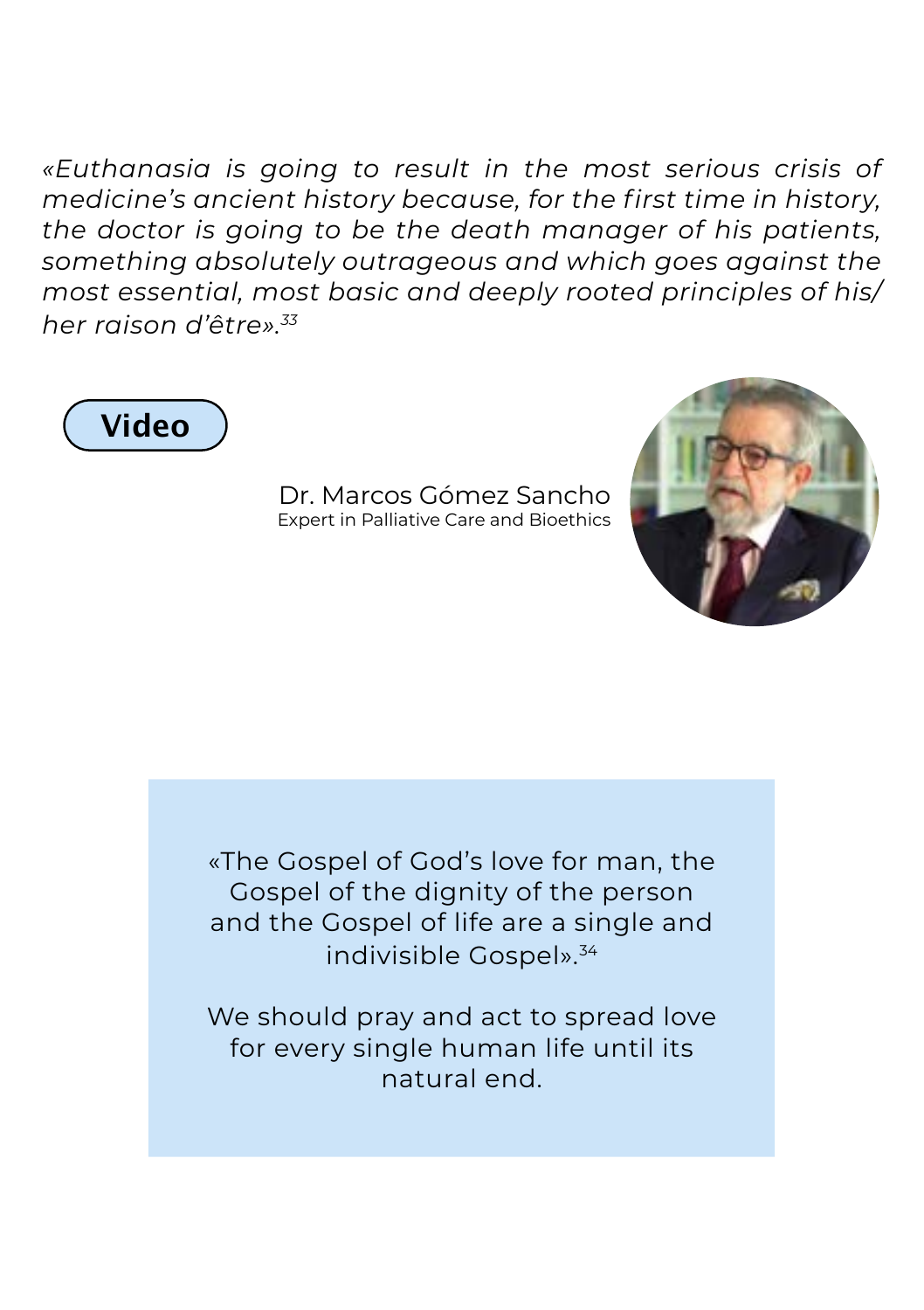*«Euthanasia is going to result in the most serious crisis of medicine's ancient history because, for the first time in history, the doctor is going to be the death manager of his patients, something absolutely outrageous and which goes against the most essential, most basic and deeply rooted principles of his/her raison d'être».*[33]

**Video**

Dr. Marcos Gómez Sancho
Expert in Palliative Care and Bioethics

«The Gospel of God's love for man, the Gospel of the dignity of the person and the Gospel of life are a single and indivisible Gospel».[34]

We should pray and act to spread love for every single human life until its natural end.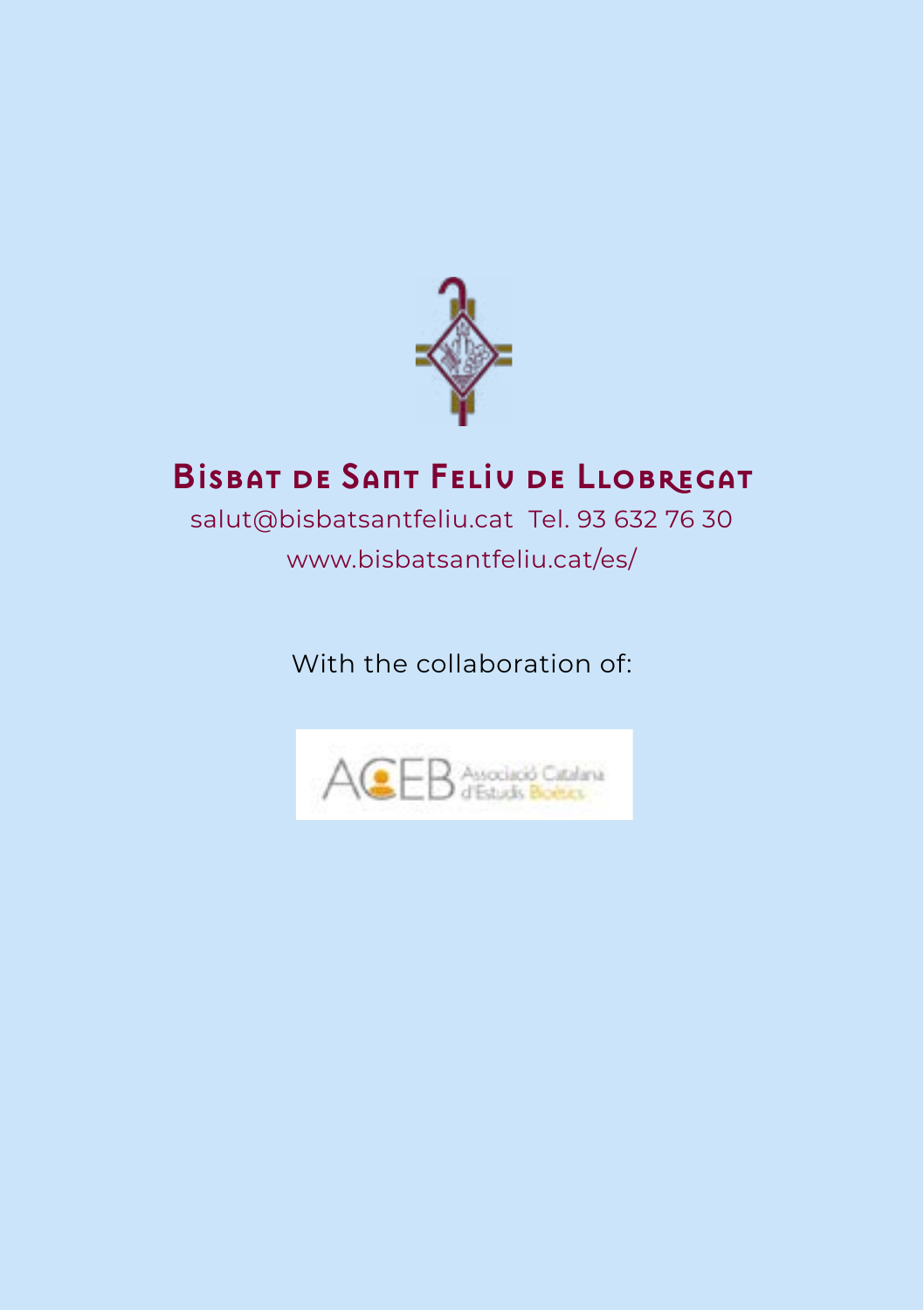**Bisbat de Sant Feliu de Llobregat**

salut@bisbatsantfeliu.cat  Tel. 93 632 76 30

www.bisbatsantfeliu.cat/es/

With the collaboration of:

ACEB Associació Catalana d'Estudis Bioètics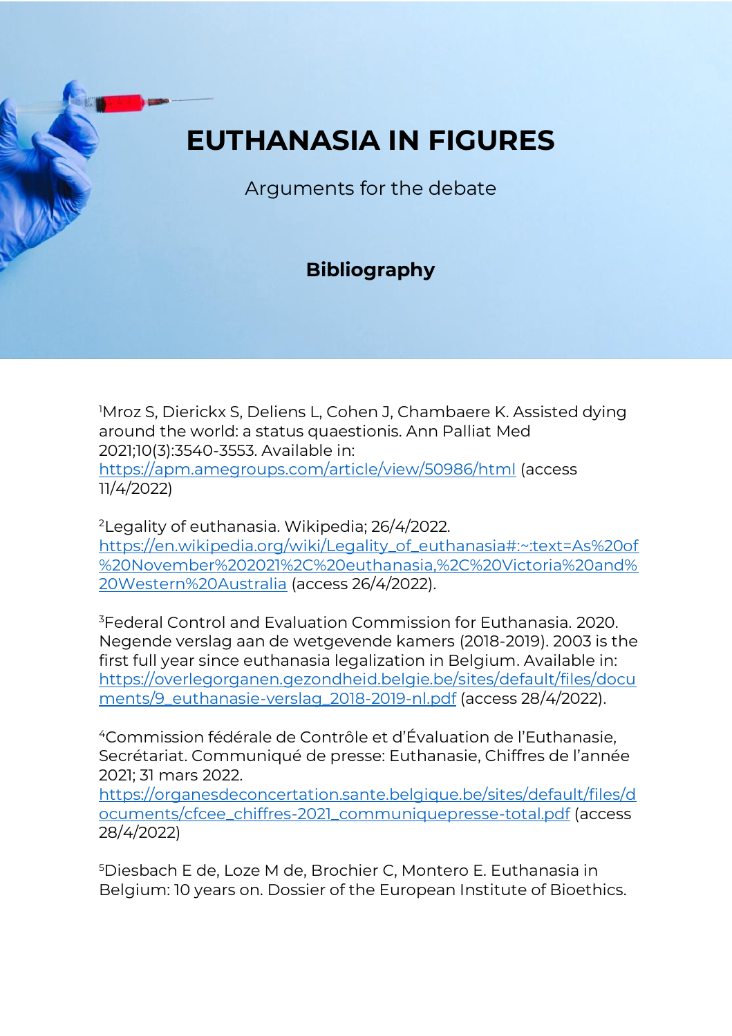# EUTHANASIA IN FIGURES

Arguments for the debate

## Bibliography

[1]Mroz S, Dierickx S, Deliens L, Cohen J, Chambaere K. Assisted dying around the world: a status quaestionis. Ann Palliat Med 2021;10(3):3540-3553. Available in: https://apm.amegroups.com/article/view/50986/html (access 11/4/2022)

[2]Legality of euthanasia. Wikipedia; 26/4/2022. https://en.wikipedia.org/wiki/Legality_of_euthanasia#:~:text=As%20of%20November%202021%2C%20euthanasia,%2C%20Victoria%20and%20Western%20Australia (access 26/4/2022).

[3]Federal Control and Evaluation Commission for Euthanasia. 2020. Negende verslag aan de wetgevende kamers (2018-2019). 2003 is the first full year since euthanasia legalization in Belgium. Available in: https://overlegorganen.gezondheid.belgie.be/sites/default/files/documents/9_euthanasie-verslag_2018-2019-nl.pdf (access 28/4/2022).

[4]Commission fédérale de Contrôle et d'Évaluation de l'Euthanasie, Secrétariat. Communiqué de presse: Euthanasie, Chiffres de l'année 2021; 31 mars 2022. https://organesdeconcertation.sante.belgique.be/sites/default/files/documents/cfcee_chiffres-2021_communiquepresse-total.pdf (access 28/4/2022)

[5]Diesbach E de, Loze M de, Brochier C, Montero E. Euthanasia in Belgium: 10 years on. Dossier of the European Institute of Bioethics.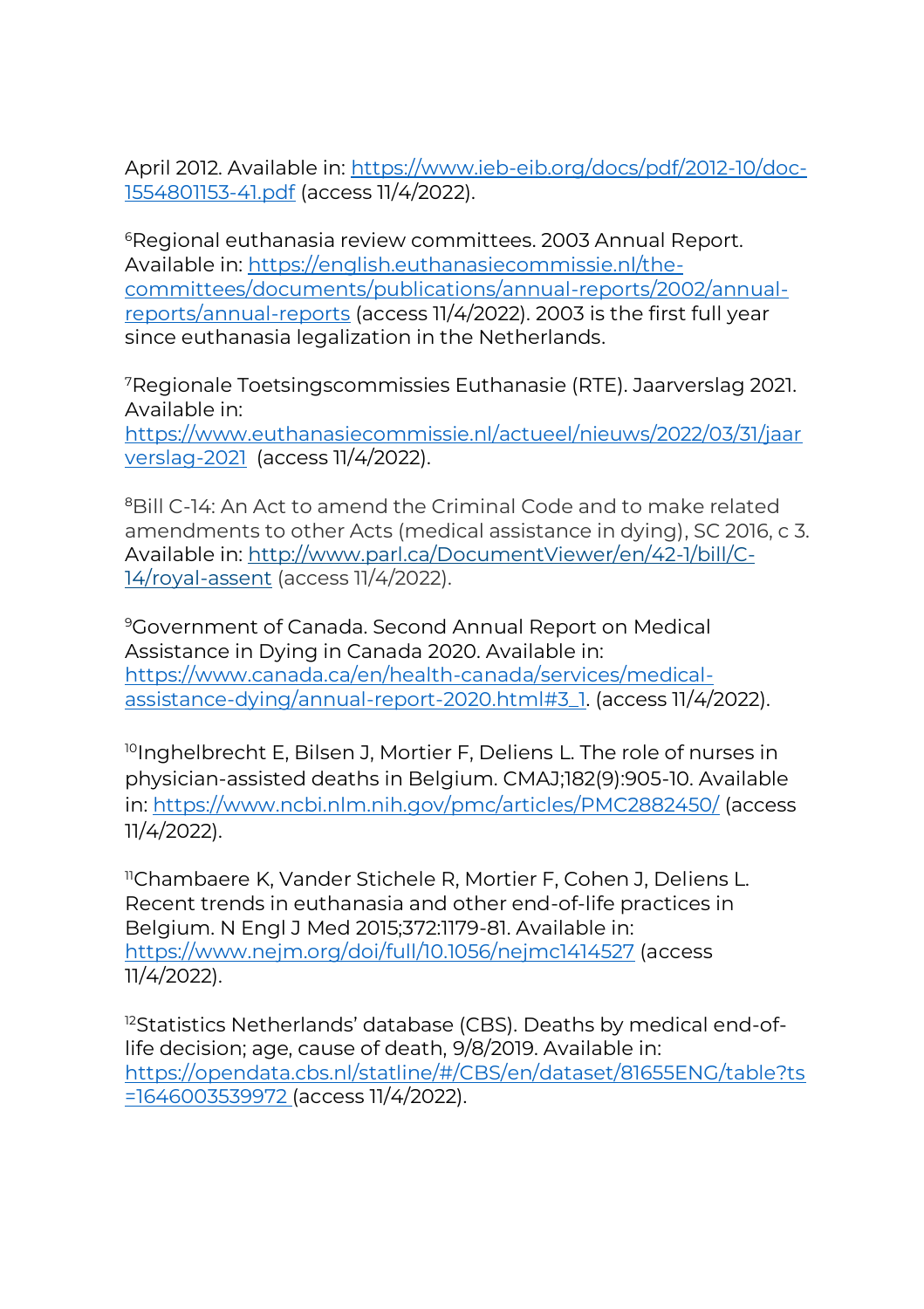April 2012. Available in: https://www.ieb-eib.org/docs/pdf/2012-10/doc-1554801153-41.pdf (access 11/4/2022).

[6]Regional euthanasia review committees. 2003 Annual Report. Available in: https://english.euthanasiecommissie.nl/the-committees/documents/publications/annual-reports/2002/annual-reports/annual-reports (access 11/4/2022). 2003 is the first full year since euthanasia legalization in the Netherlands.

[7]Regionale Toetsingscommissies Euthanasie (RTE). Jaarverslag 2021. Available in: https://www.euthanasiecommissie.nl/actueel/nieuws/2022/03/31/jaarverslag-2021 (access 11/4/2022).

[8]Bill C-14: An Act to amend the Criminal Code and to make related amendments to other Acts (medical assistance in dying), SC 2016, c 3. Available in: http://www.parl.ca/DocumentViewer/en/42-1/bill/C-14/royal-assent (access 11/4/2022).

[9]Government of Canada. Second Annual Report on Medical Assistance in Dying in Canada 2020. Available in: https://www.canada.ca/en/health-canada/services/medical-assistance-dying/annual-report-2020.html#3_1. (access 11/4/2022).

[10]Inghelbrecht E, Bilsen J, Mortier F, Deliens L. The role of nurses in physician-assisted deaths in Belgium. CMAJ;182(9):905-10. Available in: https://www.ncbi.nlm.nih.gov/pmc/articles/PMC2882450/ (access 11/4/2022).

[11]Chambaere K, Vander Stichele R, Mortier F, Cohen J, Deliens L. Recent trends in euthanasia and other end-of-life practices in Belgium. N Engl J Med 2015;372:1179-81. Available in: https://www.nejm.org/doi/full/10.1056/nejmc1414527 (access 11/4/2022).

[12]Statistics Netherlands' database (CBS). Deaths by medical end-of-life decision; age, cause of death, 9/8/2019. Available in: https://opendata.cbs.nl/statline/#/CBS/en/dataset/81655ENG/table?ts=1646003539972 (access 11/4/2022).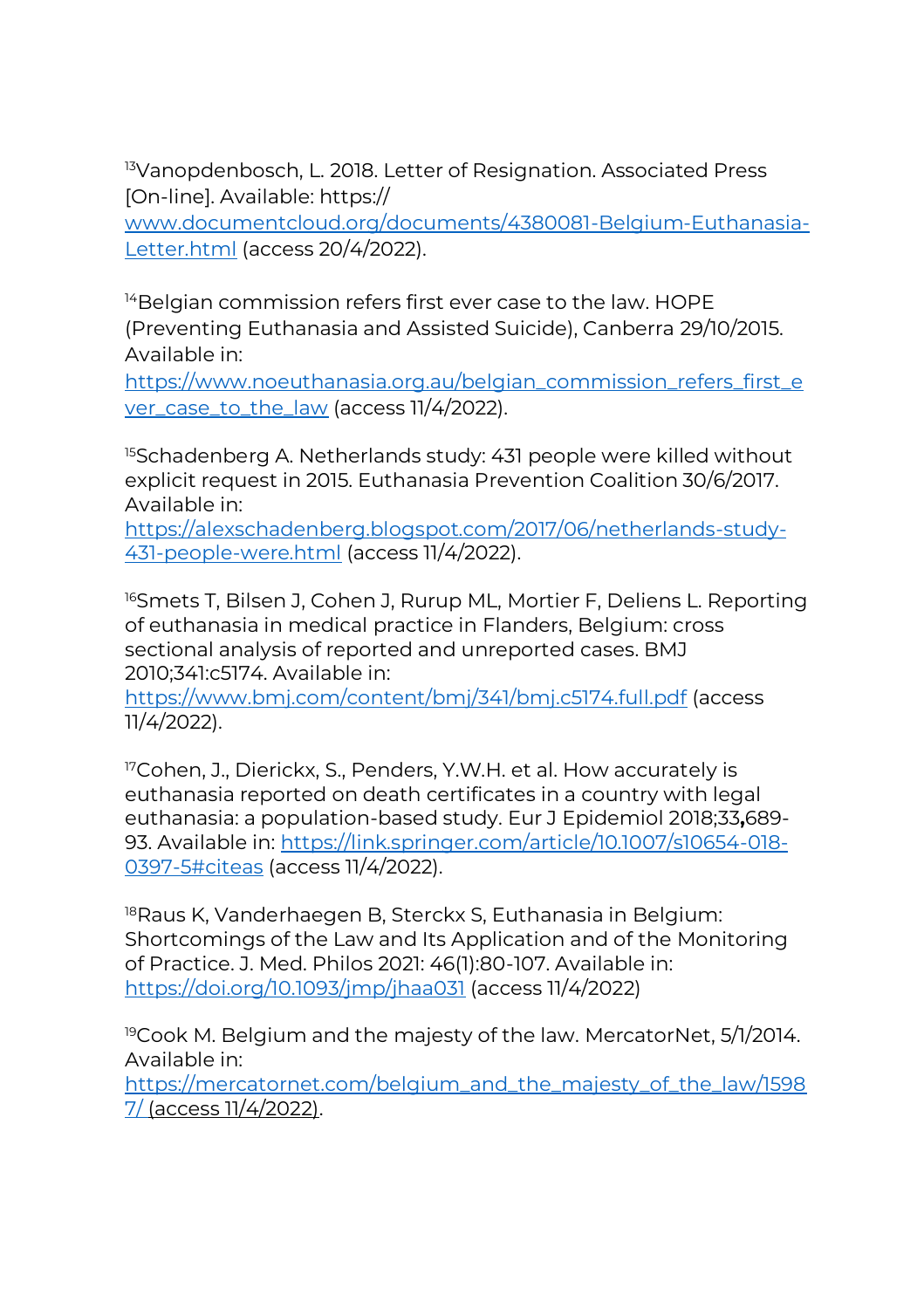[13]Vanopdenbosch, L. 2018. Letter of Resignation. Associated Press [On-line]. Available: https:// www.documentcloud.org/documents/4380081-Belgium-Euthanasia-Letter.html (access 20/4/2022).

[14]Belgian commission refers first ever case to the law. HOPE (Preventing Euthanasia and Assisted Suicide), Canberra 29/10/2015. Available in: https://www.noeuthanasia.org.au/belgian_commission_refers_first_ever_case_to_the_law (access 11/4/2022).

[15]Schadenberg A. Netherlands study: 431 people were killed without explicit request in 2015. Euthanasia Prevention Coalition 30/6/2017. Available in: https://alexschadenberg.blogspot.com/2017/06/netherlands-study-431-people-were.html (access 11/4/2022).

[16]Smets T, Bilsen J, Cohen J, Rurup ML, Mortier F, Deliens L. Reporting of euthanasia in medical practice in Flanders, Belgium: cross sectional analysis of reported and unreported cases. BMJ 2010;341:c5174. Available in: https://www.bmj.com/content/bmj/341/bmj.c5174.full.pdf (access 11/4/2022).

[17]Cohen, J., Dierickx, S., Penders, Y.W.H. et al. How accurately is euthanasia reported on death certificates in a country with legal euthanasia: a population-based study. Eur J Epidemiol 2018;33**,**689-93. Available in: https://link.springer.com/article/10.1007/s10654-018-0397-5#citeas (access 11/4/2022).

[18]Raus K, Vanderhaegen B, Sterckx S, Euthanasia in Belgium: Shortcomings of the Law and Its Application and of the Monitoring of Practice. J. Med. Philos 2021: 46(1):80-107. Available in: https://doi.org/10.1093/jmp/jhaa031 (access 11/4/2022)

[19]Cook M. Belgium and the majesty of the law. MercatorNet, 5/1/2014. Available in: https://mercatornet.com/belgium_and_the_majesty_of_the_law/15987/ (access 11/4/2022).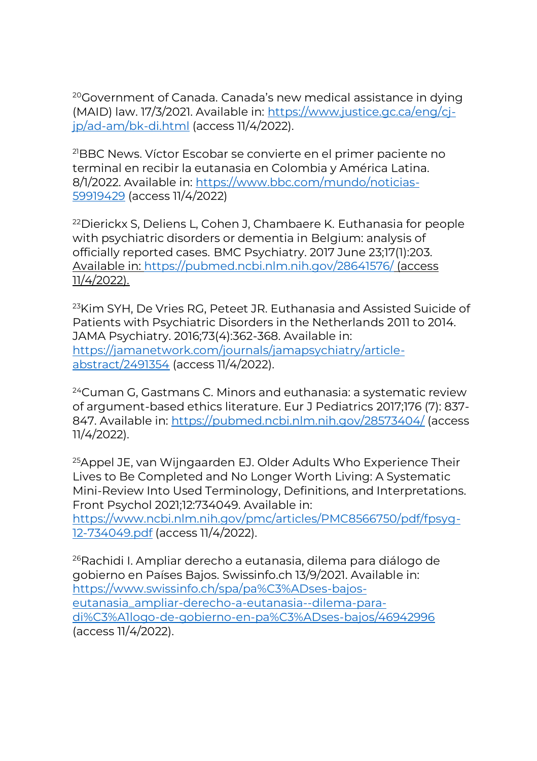[20]Government of Canada. Canada's new medical assistance in dying (MAID) law. 17/3/2021. Available in: https://www.justice.gc.ca/eng/cj-jp/ad-am/bk-di.html (access 11/4/2022).

[21]BBC News. Víctor Escobar se convierte en el primer paciente no terminal en recibir la eutanasia en Colombia y América Latina. 8/1/2022. Available in: https://www.bbc.com/mundo/noticias-59919429 (access 11/4/2022)

[22]Dierickx S, Deliens L, Cohen J, Chambaere K. Euthanasia for people with psychiatric disorders or dementia in Belgium: analysis of officially reported cases. BMC Psychiatry. 2017 June 23;17(1):203. Available in: https://pubmed.ncbi.nlm.nih.gov/28641576/ (access 11/4/2022).

[23]Kim SYH, De Vries RG, Peteet JR. Euthanasia and Assisted Suicide of Patients with Psychiatric Disorders in the Netherlands 2011 to 2014. JAMA Psychiatry. 2016;73(4):362-368. Available in: https://jamanetwork.com/journals/jamapsychiatry/article-abstract/2491354 (access 11/4/2022).

[24]Cuman G, Gastmans C. Minors and euthanasia: a systematic review of argument-based ethics literature. Eur J Pediatrics 2017;176 (7): 837-847. Available in: https://pubmed.ncbi.nlm.nih.gov/28573404/ (access 11/4/2022).

[25]Appel JE, van Wijngaarden EJ. Older Adults Who Experience Their Lives to Be Completed and No Longer Worth Living: A Systematic Mini-Review Into Used Terminology, Definitions, and Interpretations. Front Psychol 2021;12:734049. Available in: https://www.ncbi.nlm.nih.gov/pmc/articles/PMC8566750/pdf/fpsyg-12-734049.pdf (access 11/4/2022).

[26]Rachidi I. Ampliar derecho a eutanasia, dilema para diálogo de gobierno en Países Bajos. Swissinfo.ch 13/9/2021. Available in: https://www.swissinfo.ch/spa/pa%C3%ADses-bajos-eutanasia_ampliar-derecho-a-eutanasia--dilema-para-di%C3%A1logo-de-gobierno-en-pa%C3%ADses-bajos/46942996 (access 11/4/2022).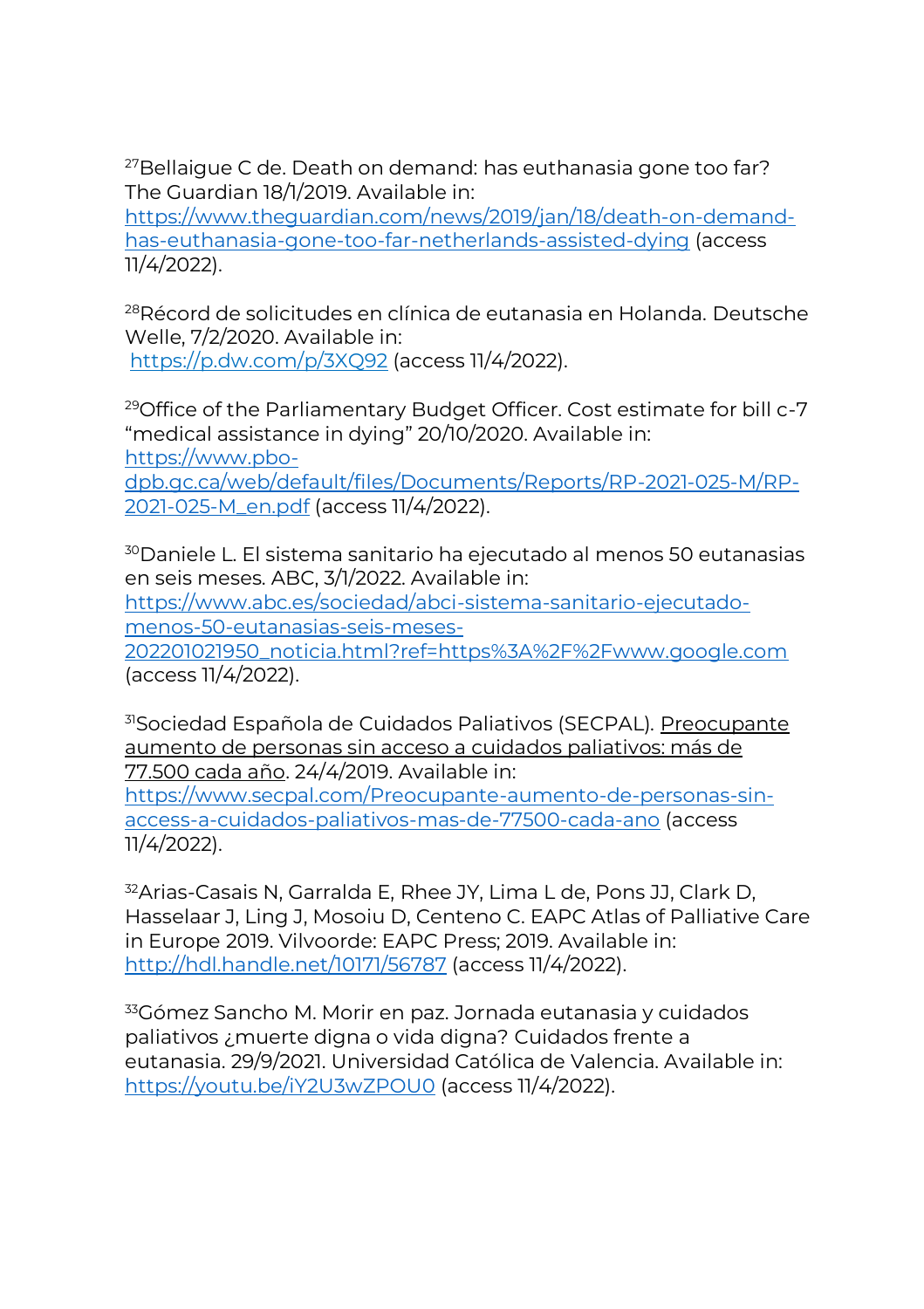[27]Bellaigue C de. Death on demand: has euthanasia gone too far? The Guardian 18/1/2019. Available in: https://www.theguardian.com/news/2019/jan/18/death-on-demand-has-euthanasia-gone-too-far-netherlands-assisted-dying (access 11/4/2022).

[28]Récord de solicitudes en clínica de eutanasia en Holanda. Deutsche Welle, 7/2/2020. Available in: https://p.dw.com/p/3XQ92 (access 11/4/2022).

[29]Office of the Parliamentary Budget Officer. Cost estimate for bill c-7 "medical assistance in dying" 20/10/2020. Available in: https://www.pbo-dpb.gc.ca/web/default/files/Documents/Reports/RP-2021-025-M/RP-2021-025-M_en.pdf (access 11/4/2022).

[30]Daniele L. El sistema sanitario ha ejecutado al menos 50 eutanasias en seis meses. ABC, 3/1/2022. Available in: https://www.abc.es/sociedad/abci-sistema-sanitario-ejecutado-menos-50-eutanasias-seis-meses-202201021950_noticia.html?ref=https%3A%2F%2Fwww.google.com (access 11/4/2022).

[31]Sociedad Española de Cuidados Paliativos (SECPAL). Preocupante aumento de personas sin acceso a cuidados paliativos: más de 77.500 cada año. 24/4/2019. Available in: https://www.secpal.com/Preocupante-aumento-de-personas-sin-access-a-cuidados-paliativos-mas-de-77500-cada-ano (access 11/4/2022).

[32]Arias-Casais N, Garralda E, Rhee JY, Lima L de, Pons JJ, Clark D, Hasselaar J, Ling J, Mosoiu D, Centeno C. EAPC Atlas of Palliative Care in Europe 2019. Vilvoorde: EAPC Press; 2019. Available in: http://hdl.handle.net/10171/56787 (access 11/4/2022).

[33]Gómez Sancho M. Morir en paz. Jornada eutanasia y cuidados paliativos ¿muerte digna o vida digna? Cuidados frente a eutanasia. 29/9/2021. Universidad Católica de Valencia. Available in: https://youtu.be/iY2U3wZPOU0 (access 11/4/2022).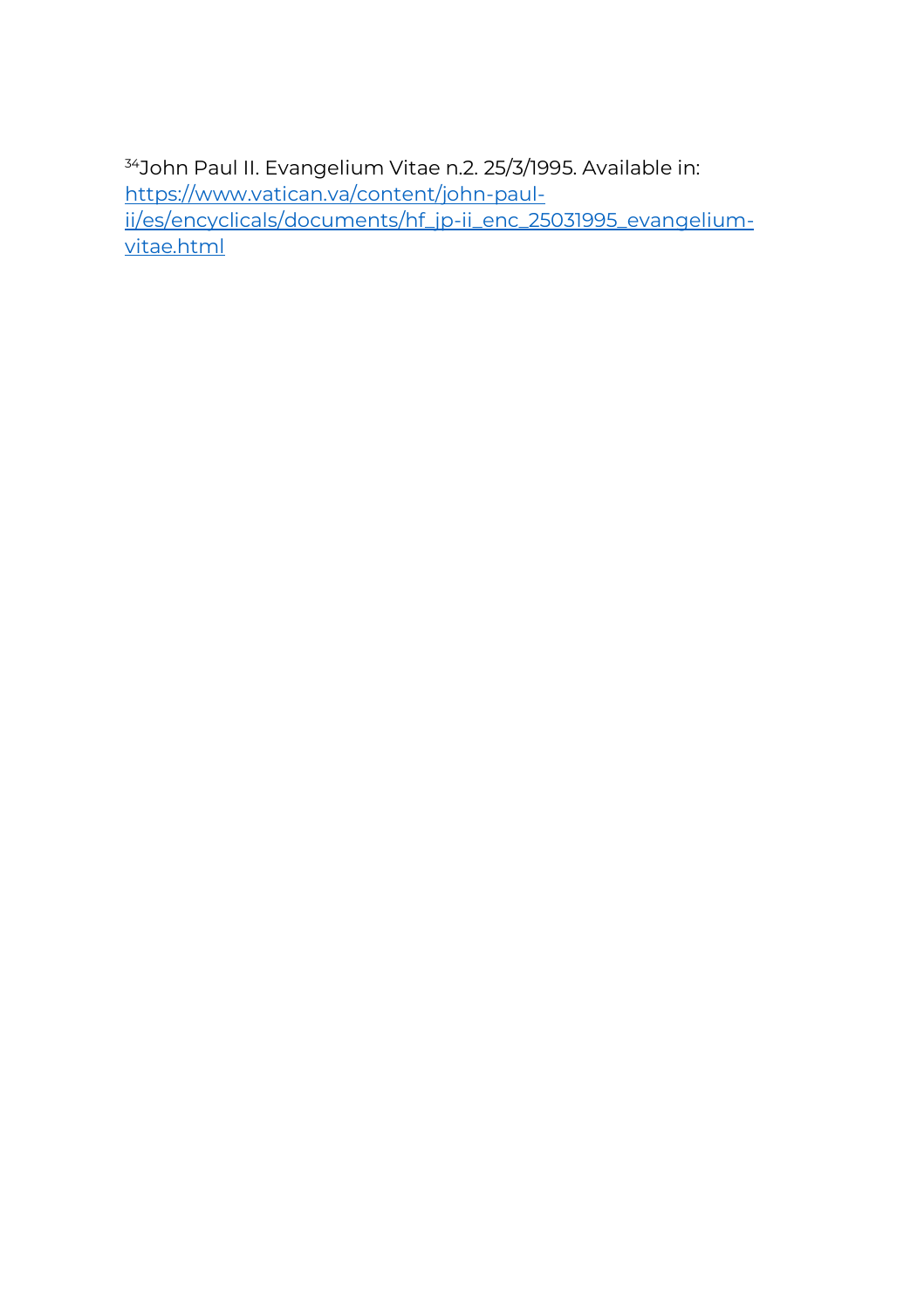[34] John Paul II. Evangelium Vitae n.2. 25/3/1995. Available in: [https://www.vatican.va/content/john-paul-ii/es/encyclicals/documents/hf_jp-ii_enc_25031995_evangelium-vitae.html](https://www.vatican.va/content/john-paul-ii/es/encyclicals/documents/hf_jp-ii_enc_25031995_evangelium-vitae.html)